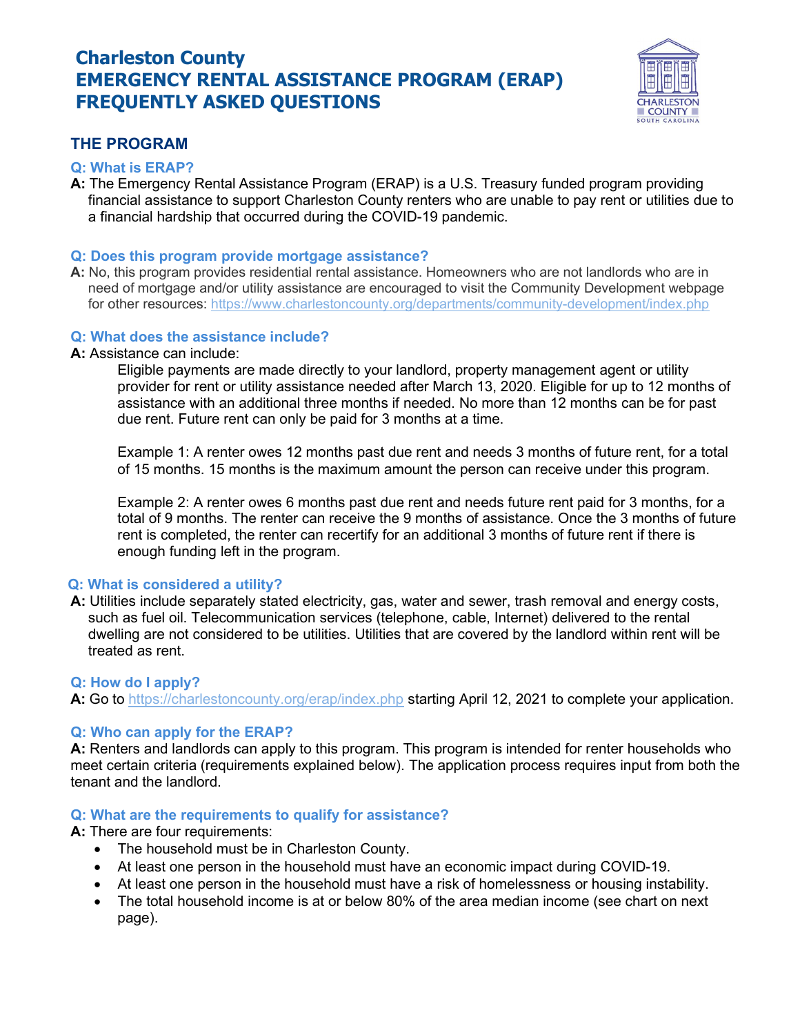# Charleston County EMERGENCY RENTAL ASSISTANCE PROGRAM (ERAP) FREQUENTLY ASKED QUESTIONS

## THE PROGRAM

### Q: What is ERAP?

**A:** The Emergency Rental Assistance Program (ERAP) is a U.S. Treasury funded program providing financial assistance to support Charleston County renters who are unable to pay rent or utilities due to a financial hardship that occurred during the COVID-19 pandemic.

### Q: Does this program provide mortgage assistance?

**A:** No, this program provides residential rental assistance. Homeowners who are not landlords who are in need of mortgage and/or utility assistance are encouraged to visit the Community Development webpage for other resources: https://www.charlestoncounty.org/departments/community-development/index.php

### Q: What does the assistance include?

**A:** Assistance can include:

Eligible payments are made directly to your landlord, property management agent or utility provider for rent or utility assistance needed after March 13, 2020. Eligible for up to 12 months of assistance with an additional three months if needed. No more than 12 months can be for past due rent. Future rent can only be paid for 3 months at a time.

Example 1: A renter owes 12 months past due rent and needs 3 months of future rent, for a total of 15 months. 15 months is the maximum amount the person can receive under this program.

Example 2: A renter owes 6 months past due rent and needs future rent paid for 3 months, for a total of 9 months. The renter can receive the 9 months of assistance. Once the 3 months of future rent is completed, the renter can recertify for an additional 3 months of future rent if there is enough funding left in the program.

### Q: What is considered a utility?

**A:** Utilities include separately stated electricity, gas, water and sewer, trash removal and energy costs, such as fuel oil. Telecommunication services (telephone, cable, Internet) delivered to the rental dwelling are not considered to be utilities. Utilities that are covered by the landlord within rent will be treated as rent.

### Q: How do I apply?

**A:** Go to https://charlestoncounty.org/erap/index.php starting April 12, 2021 to complete your application.

### Q: Who can apply for the ERAP?

**A:** Renters and landlords can apply to this program. This program is intended for renter households who meet certain criteria (requirements explained below). The application process requires input from both the tenant and the landlord.

### Q: What are the requirements to qualify for assistance?

**A:** There are four requirements:

- The household must be in Charleston County.
- At least one person in the household must have an economic impact during COVID-19.
- At least one person in the household must have a risk of homelessness or housing instability.
- The total household income is at or below 80% of the area median income (see chart on next page).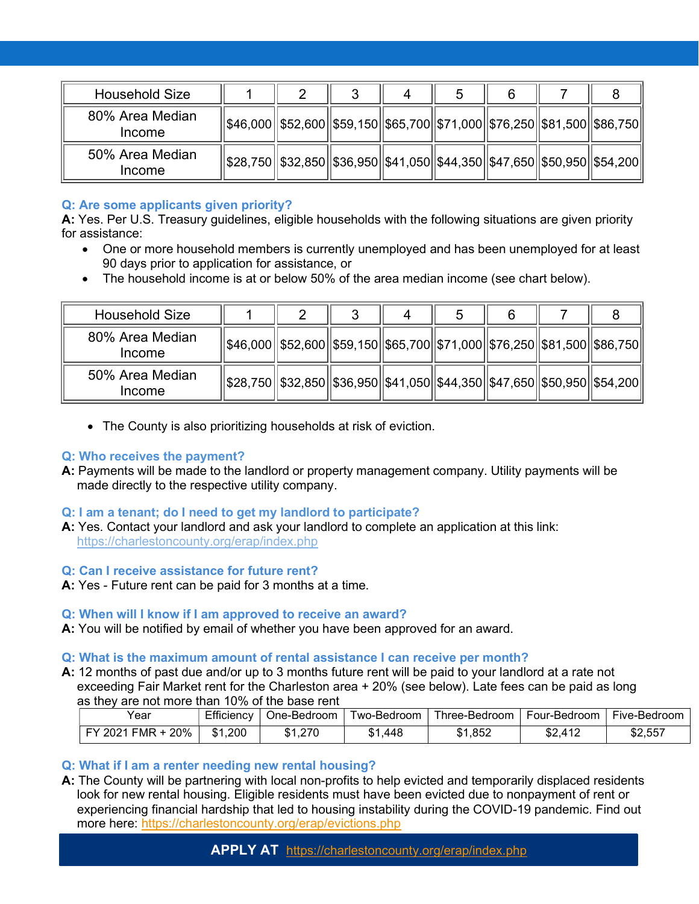| Household Size | 1 | 2 | 3 | 4 | 5 | 6 | 7 | 8 |
|---|---|---|---|---|---|---|---|---|
| 80% Area Median Income | $46,000 | $52,600 | $59,150 | $65,700 | $71,000 | $76,250 | $81,500 | $86,750 |
| 50% Area Median Income | $28,750 | $32,850 | $36,950 | $41,050 | $44,350 | $47,650 | $50,950 | $54,200 |

**Q: Are some applicants given priority?**

**A:** Yes. Per U.S. Treasury guidelines, eligible households with the following situations are given priority for assistance:

- One or more household members is currently unemployed and has been unemployed for at least 90 days prior to application for assistance, or
- The household income is at or below 50% of the area median income (see chart below).

| Household Size | 1 | 2 | 3 | 4 | 5 | 6 | 7 | 8 |
|---|---|---|---|---|---|---|---|---|
| 80% Area Median Income | $46,000 | $52,600 | $59,150 | $65,700 | $71,000 | $76,250 | $81,500 | $86,750 |
| 50% Area Median Income | $28,750 | $32,850 | $36,950 | $41,050 | $44,350 | $47,650 | $50,950 | $54,200 |

- The County is also prioritizing households at risk of eviction.

**Q: Who receives the payment?**

**A:** Payments will be made to the landlord or property management company. Utility payments will be made directly to the respective utility company.

**Q: I am a tenant; do I need to get my landlord to participate?**

**A:** Yes. Contact your landlord and ask your landlord to complete an application at this link: https://charlestoncounty.org/erap/index.php

**Q: Can I receive assistance for future rent?**

**A:** Yes - Future rent can be paid for 3 months at a time.

**Q: When will I know if I am approved to receive an award?**

**A:** You will be notified by email of whether you have been approved for an award.

**Q: What is the maximum amount of rental assistance I can receive per month?**

**A:** 12 months of past due and/or up to 3 months future rent will be paid to your landlord at a rate not exceeding Fair Market rent for the Charleston area + 20% (see below). Late fees can be paid as long as they are not more than 10% of the base rent

| Year | Efficiency | One-Bedroom | Two-Bedroom | Three-Bedroom | Four-Bedroom | Five-Bedroom |
|---|---|---|---|---|---|---|
| FY 2021 FMR + 20% | $1,200 | $1,270 | $1,448 | $1,852 | $2,412 | $2,557 |

**Q: What if I am a renter needing new rental housing?**

**A:** The County will be partnering with local non-profits to help evicted and temporarily displaced residents look for new rental housing. Eligible residents must have been evicted due to nonpayment of rent or experiencing financial hardship that led to housing instability during the COVID-19 pandemic. Find out more here: https://charlestoncounty.org/erap/evictions.php

**APPLY AT** https://charlestoncounty.org/erap/index.php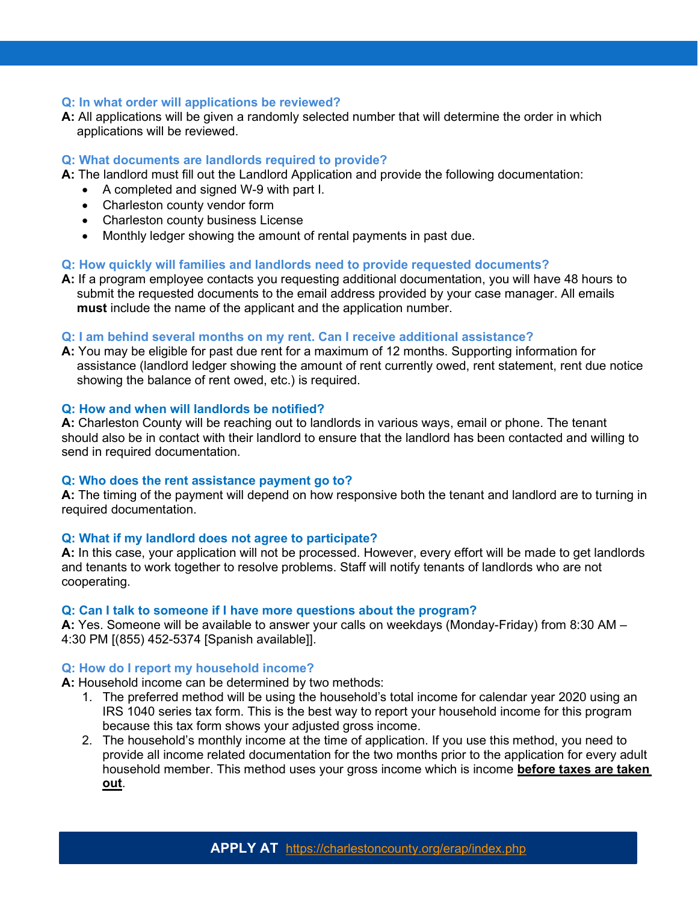**Q: In what order will applications be reviewed?**

**A:** All applications will be given a randomly selected number that will determine the order in which applications will be reviewed.

**Q: What documents are landlords required to provide?**

**A:** The landlord must fill out the Landlord Application and provide the following documentation:

- A completed and signed W-9 with part I.
- Charleston county vendor form
- Charleston county business License
- Monthly ledger showing the amount of rental payments in past due.

**Q: How quickly will families and landlords need to provide requested documents?**

**A:** If a program employee contacts you requesting additional documentation, you will have 48 hours to submit the requested documents to the email address provided by your case manager. All emails **must** include the name of the applicant and the application number.

**Q: I am behind several months on my rent. Can I receive additional assistance?**

**A:** You may be eligible for past due rent for a maximum of 12 months. Supporting information for assistance (landlord ledger showing the amount of rent currently owed, rent statement, rent due notice showing the balance of rent owed, etc.) is required.

**Q: How and when will landlords be notified?**

**A:** Charleston County will be reaching out to landlords in various ways, email or phone. The tenant should also be in contact with their landlord to ensure that the landlord has been contacted and willing to send in required documentation.

**Q: Who does the rent assistance payment go to?**

**A:** The timing of the payment will depend on how responsive both the tenant and landlord are to turning in required documentation.

**Q: What if my landlord does not agree to participate?**

**A:** In this case, your application will not be processed. However, every effort will be made to get landlords and tenants to work together to resolve problems. Staff will notify tenants of landlords who are not cooperating.

**Q: Can I talk to someone if I have more questions about the program?**

**A:** Yes. Someone will be available to answer your calls on weekdays (Monday-Friday) from 8:30 AM – 4:30 PM [(855) 452-5374 [Spanish available]].

**Q: How do I report my household income?**

**A:** Household income can be determined by two methods:

1. The preferred method will be using the household's total income for calendar year 2020 using an IRS 1040 series tax form. This is the best way to report your household income for this program because this tax form shows your adjusted gross income.
2. The household's monthly income at the time of application. If you use this method, you need to provide all income related documentation for the two months prior to the application for every adult household member. This method uses your gross income which is income **before taxes are taken out**.

**APPLY AT** https://charlestoncounty.org/erap/index.php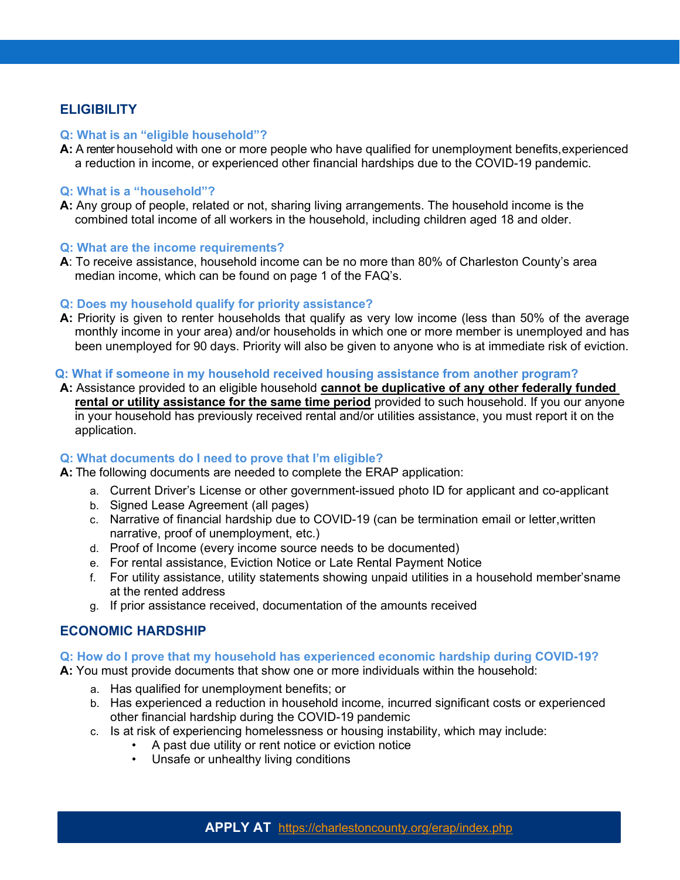## ELIGIBILITY

**Q: What is an "eligible household"?**

**A:** A renter household with one or more people who have qualified for unemployment benefits,experienced a reduction in income, or experienced other financial hardships due to the COVID-19 pandemic.

**Q: What is a "household"?**

**A:** Any group of people, related or not, sharing living arrangements. The household income is the combined total income of all workers in the household, including children aged 18 and older.

**Q: What are the income requirements?**

**A**: To receive assistance, household income can be no more than 80% of Charleston County's area median income, which can be found on page 1 of the FAQ's.

**Q: Does my household qualify for priority assistance?**

**A:** Priority is given to renter households that qualify as very low income (less than 50% of the average monthly income in your area) and/or households in which one or more member is unemployed and has been unemployed for 90 days. Priority will also be given to anyone who is at immediate risk of eviction.

**Q: What if someone in my household received housing assistance from another program?**

**A:** Assistance provided to an eligible household **cannot be duplicative of any other federally funded rental or utility assistance for the same time period** provided to such household. If you our anyone in your household has previously received rental and/or utilities assistance, you must report it on the application.

**Q: What documents do I need to prove that I'm eligible?**

**A:** The following documents are needed to complete the ERAP application:

a. Current Driver's License or other government-issued photo ID for applicant and co-applicant
b. Signed Lease Agreement (all pages)
c. Narrative of financial hardship due to COVID-19 (can be termination email or letter,written narrative, proof of unemployment, etc.)
d. Proof of Income (every income source needs to be documented)
e. For rental assistance, Eviction Notice or Late Rental Payment Notice
f. For utility assistance, utility statements showing unpaid utilities in a household member'sname at the rented address
g. If prior assistance received, documentation of the amounts received

## ECONOMIC HARDSHIP

**Q: How do I prove that my household has experienced economic hardship during COVID-19?**

**A:** You must provide documents that show one or more individuals within the household:

a. Has qualified for unemployment benefits; or
b. Has experienced a reduction in household income, incurred significant costs or experienced other financial hardship during the COVID-19 pandemic
c. Is at risk of experiencing homelessness or housing instability, which may include:
    - A past due utility or rent notice or eviction notice
    - Unsafe or unhealthy living conditions

**APPLY AT** https://charlestoncounty.org/erap/index.php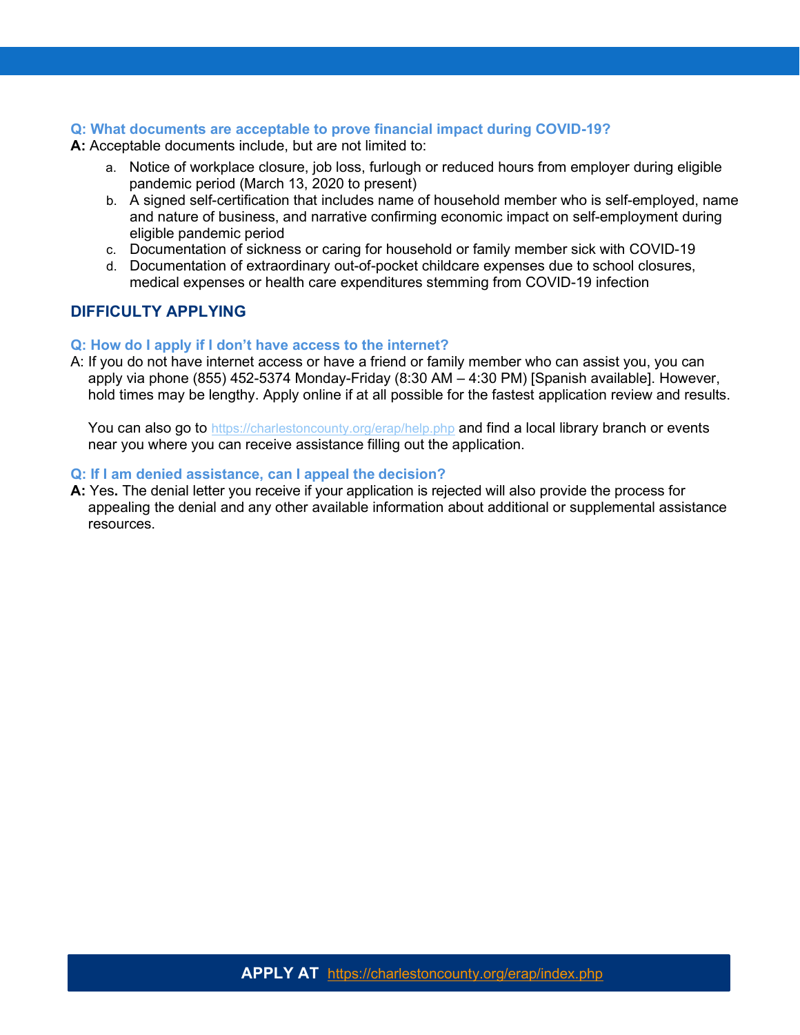**Q: What documents are acceptable to prove financial impact during COVID-19?**

**A:** Acceptable documents include, but are not limited to:

a. Notice of workplace closure, job loss, furlough or reduced hours from employer during eligible pandemic period (March 13, 2020 to present)
b. A signed self-certification that includes name of household member who is self-employed, name and nature of business, and narrative confirming economic impact on self-employment during eligible pandemic period
c. Documentation of sickness or caring for household or family member sick with COVID-19
d. Documentation of extraordinary out-of-pocket childcare expenses due to school closures, medical expenses or health care expenditures stemming from COVID-19 infection

## DIFFICULTY APPLYING

**Q: How do I apply if I don't have access to the internet?**

A: If you do not have internet access or have a friend or family member who can assist you, you can apply via phone (855) 452-5374 Monday-Friday (8:30 AM – 4:30 PM) [Spanish available]. However, hold times may be lengthy. Apply online if at all possible for the fastest application review and results.

You can also go to https://charlestoncounty.org/erap/help.php and find a local library branch or events near you where you can receive assistance filling out the application.

**Q: If I am denied assistance, can I appeal the decision?**

**A:** Yes**.** The denial letter you receive if your application is rejected will also provide the process for appealing the denial and any other available information about additional or supplemental assistance resources.

**APPLY AT** https://charlestoncounty.org/erap/index.php